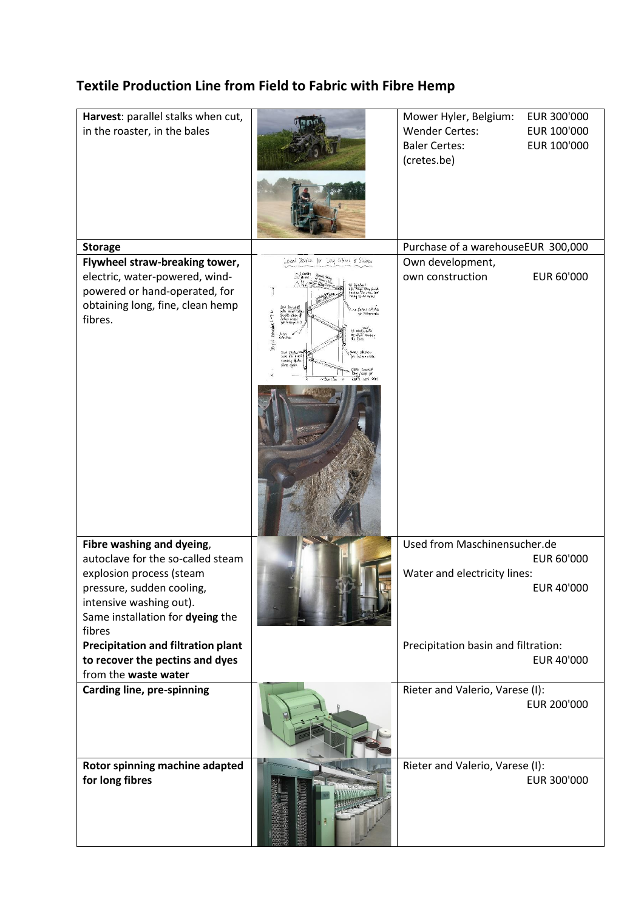# Textile Production Line from Field to Fabric with Fibre Hemp

| | | |
|---|---|---|
| **Harvest**: parallel stalks when cut, in the roaster, in the bales | | Mower Hyler, Belgium: EUR 300'000<br>Wender Certes: EUR 100'000<br>Baler Certes: EUR 100'000<br>(cretes.be) |
| **Storage** | | Purchase of a warehouseEUR 300,000 |
| **Flywheel straw-breaking tower,** electric, water-powered, wind-powered or hand-operated, for obtaining long, fine, clean hemp fibres. | | Own development, own construction EUR 60'000 |
| **Fibre washing and dyeing**, autoclave for the so-called steam explosion process (steam pressure, sudden cooling, intensive washing out).<br>Same installation for **dyeing** the fibres<br>**Precipitation and filtration plant to recover the pectins and dyes** from the **waste water** | | Used from Maschinensucher.de EUR 60'000<br>Water and electricity lines: EUR 40'000<br><br>Precipitation basin and filtration: EUR 40'000 |
| **Carding line, pre-spinning** | | Rieter and Valerio, Varese (I): EUR 200'000 |
| **Rotor spinning machine adapted for long fibres** | | Rieter and Valerio, Varese (I): EUR 300'000 |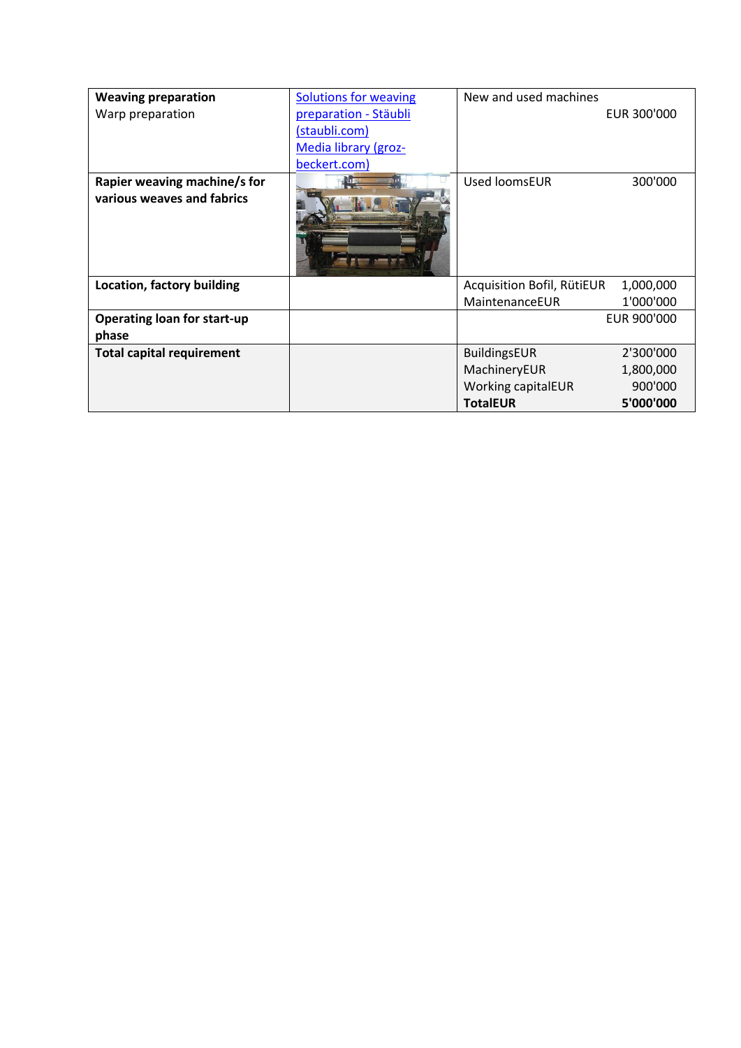| | | |
|---|---|---|
| **Weaving preparation**<br>Warp preparation | Solutions for weaving preparation - Stäubli (staubli.com)<br>Media library (groz-beckert.com) | New and used machines<br>EUR 300'000 |
| **Rapier weaving machine/s for various weaves and fabrics** | | Used loomsEUR 300'000 |
| **Location, factory building** | | Acquisition Bofil, RütiEUR 1,000,000<br>MaintenanceEUR 1'000'000 |
| **Operating loan for start-up phase** | | EUR 900'000 |
| **Total capital requirement** | | BuildingsEUR 2'300'000<br>MachineryEUR 1,800,000<br>Working capitalEUR 900'000<br>**TotalEUR 5'000'000** |